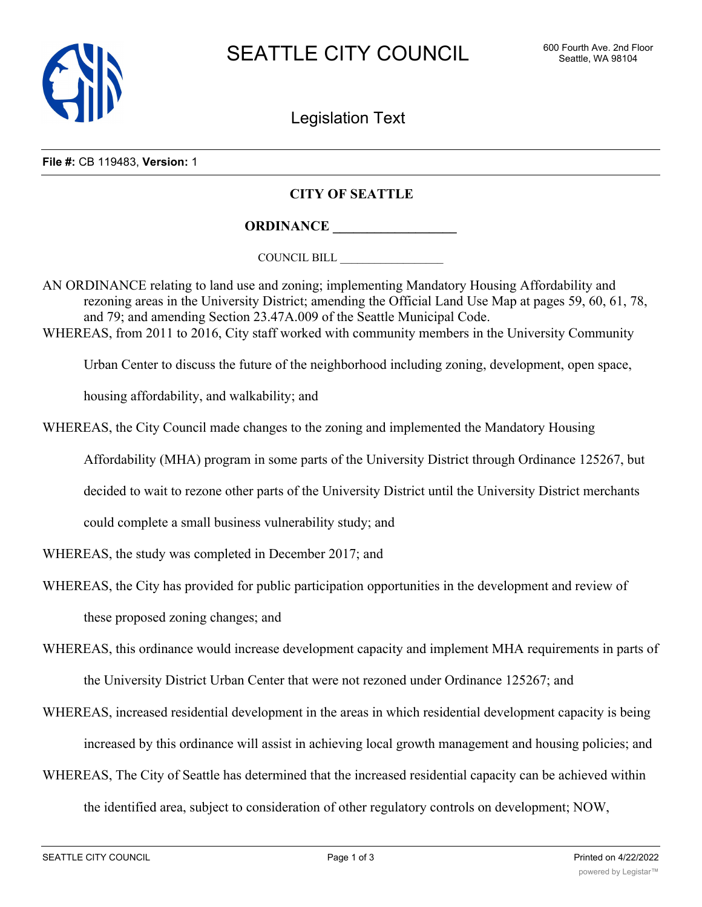# SEATTLE CITY COUNCIL

600 Fourth Ave. 2nd Floor
Seattle, WA 98104

## Legislation Text

**File #:** CB 119483, **Version:** 1

**CITY OF SEATTLE**

**ORDINANCE __________________**

COUNCIL BILL __________________

AN ORDINANCE relating to land use and zoning; implementing Mandatory Housing Affordability and rezoning areas in the University District; amending the Official Land Use Map at pages 59, 60, 61, 78, and 79; and amending Section 23.47A.009 of the Seattle Municipal Code.

WHEREAS, from 2011 to 2016, City staff worked with community members in the University Community Urban Center to discuss the future of the neighborhood including zoning, development, open space, housing affordability, and walkability; and

WHEREAS, the City Council made changes to the zoning and implemented the Mandatory Housing Affordability (MHA) program in some parts of the University District through Ordinance 125267, but decided to wait to rezone other parts of the University District until the University District merchants could complete a small business vulnerability study; and

WHEREAS, the study was completed in December 2017; and

WHEREAS, the City has provided for public participation opportunities in the development and review of these proposed zoning changes; and

WHEREAS, this ordinance would increase development capacity and implement MHA requirements in parts of the University District Urban Center that were not rezoned under Ordinance 125267; and

WHEREAS, increased residential development in the areas in which residential development capacity is being increased by this ordinance will assist in achieving local growth management and housing policies; and

WHEREAS, The City of Seattle has determined that the increased residential capacity can be achieved within the identified area, subject to consideration of other regulatory controls on development; NOW,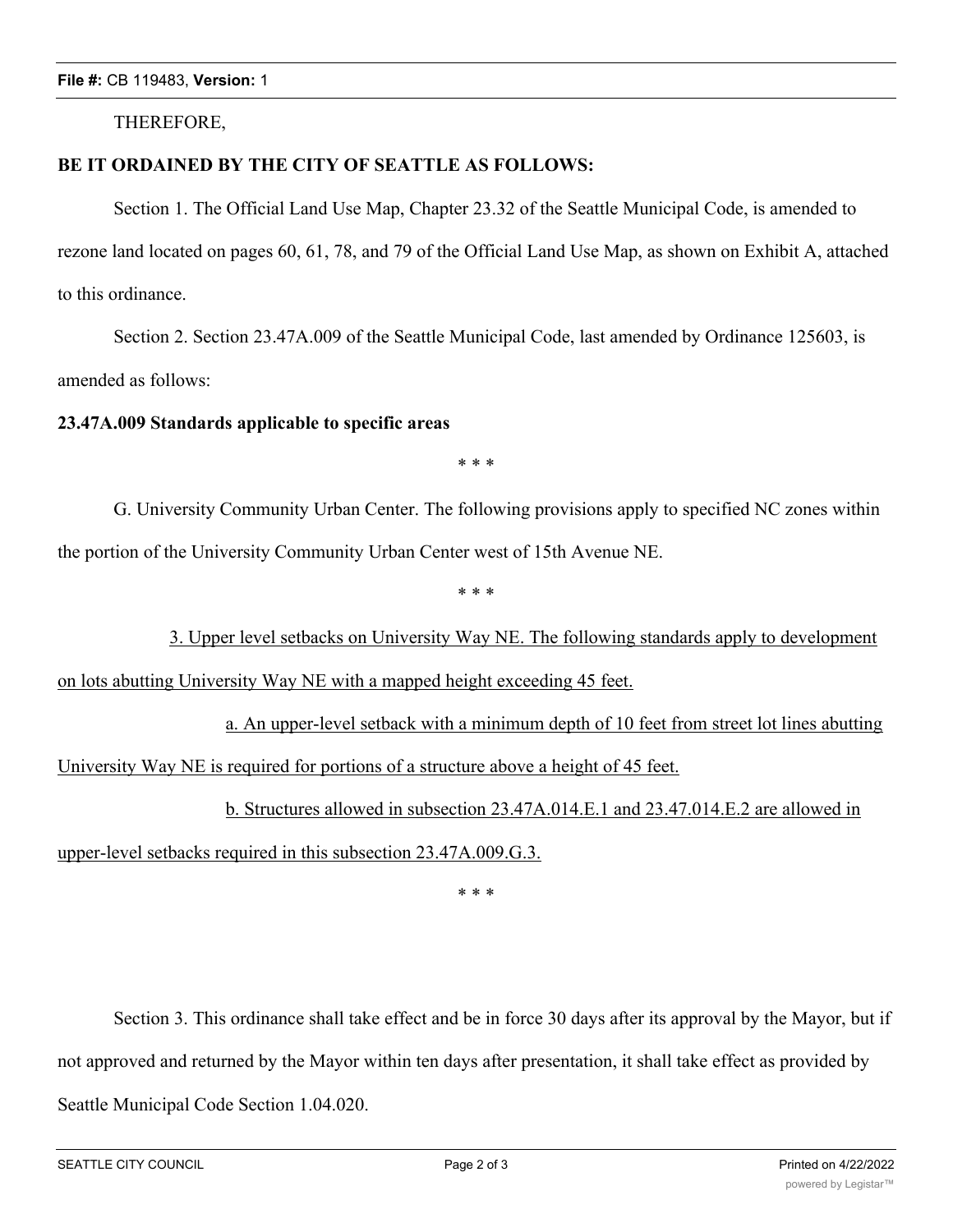THEREFORE,

**BE IT ORDAINED BY THE CITY OF SEATTLE AS FOLLOWS:**

Section 1. The Official Land Use Map, Chapter 23.32 of the Seattle Municipal Code, is amended to rezone land located on pages 60, 61, 78, and 79 of the Official Land Use Map, as shown on Exhibit A, attached to this ordinance.

Section 2. Section 23.47A.009 of the Seattle Municipal Code, last amended by Ordinance 125603, is amended as follows:

**23.47A.009 Standards applicable to specific areas**

\* \* \*

G. University Community Urban Center. The following provisions apply to specified NC zones within the portion of the University Community Urban Center west of 15th Avenue NE.

\* \* \*

<u>3. Upper level setbacks on University Way NE. The following standards apply to development on lots abutting University Way NE with a mapped height exceeding 45 feet.</u>

<u>a. An upper-level setback with a minimum depth of 10 feet from street lot lines abutting University Way NE is required for portions of a structure above a height of 45 feet.</u>

<u>b. Structures allowed in subsection 23.47A.014.E.1 and 23.47.014.E.2 are allowed in upper-level setbacks required in this subsection 23.47A.009.G.3.</u>

\* \* \*

Section 3. This ordinance shall take effect and be in force 30 days after its approval by the Mayor, but if not approved and returned by the Mayor within ten days after presentation, it shall take effect as provided by Seattle Municipal Code Section 1.04.020.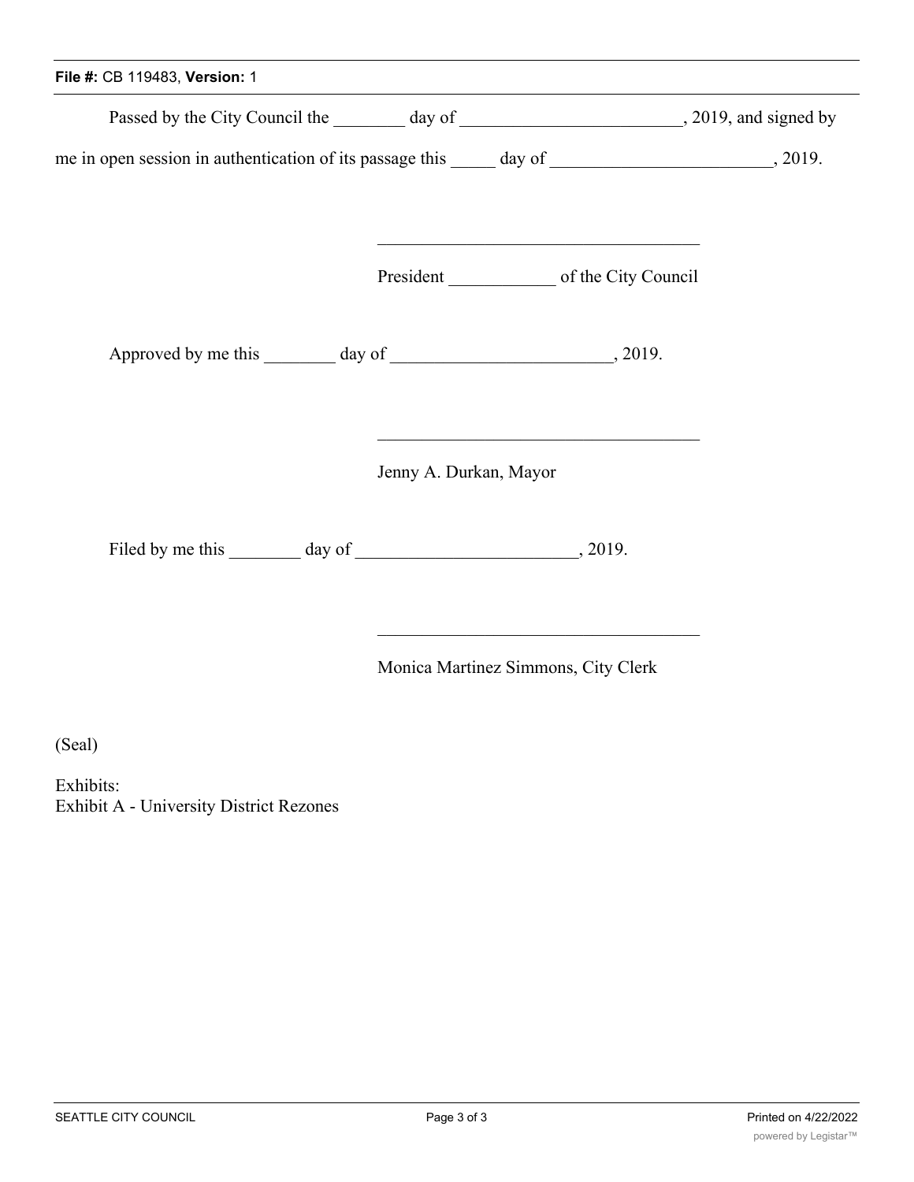Passed by the City Council the ________ day of _________________________, 2019, and signed by me in open session in authentication of its passage this _____ day of _________________________, 2019.

____________________________________

President ____________ of the City Council

Approved by me this ________ day of _________________________, 2019.

____________________________________

Jenny A. Durkan, Mayor

Filed by me this ________ day of _________________________, 2019.

____________________________________

Monica Martinez Simmons, City Clerk

(Seal)

Exhibits:
Exhibit A - University District Rezones